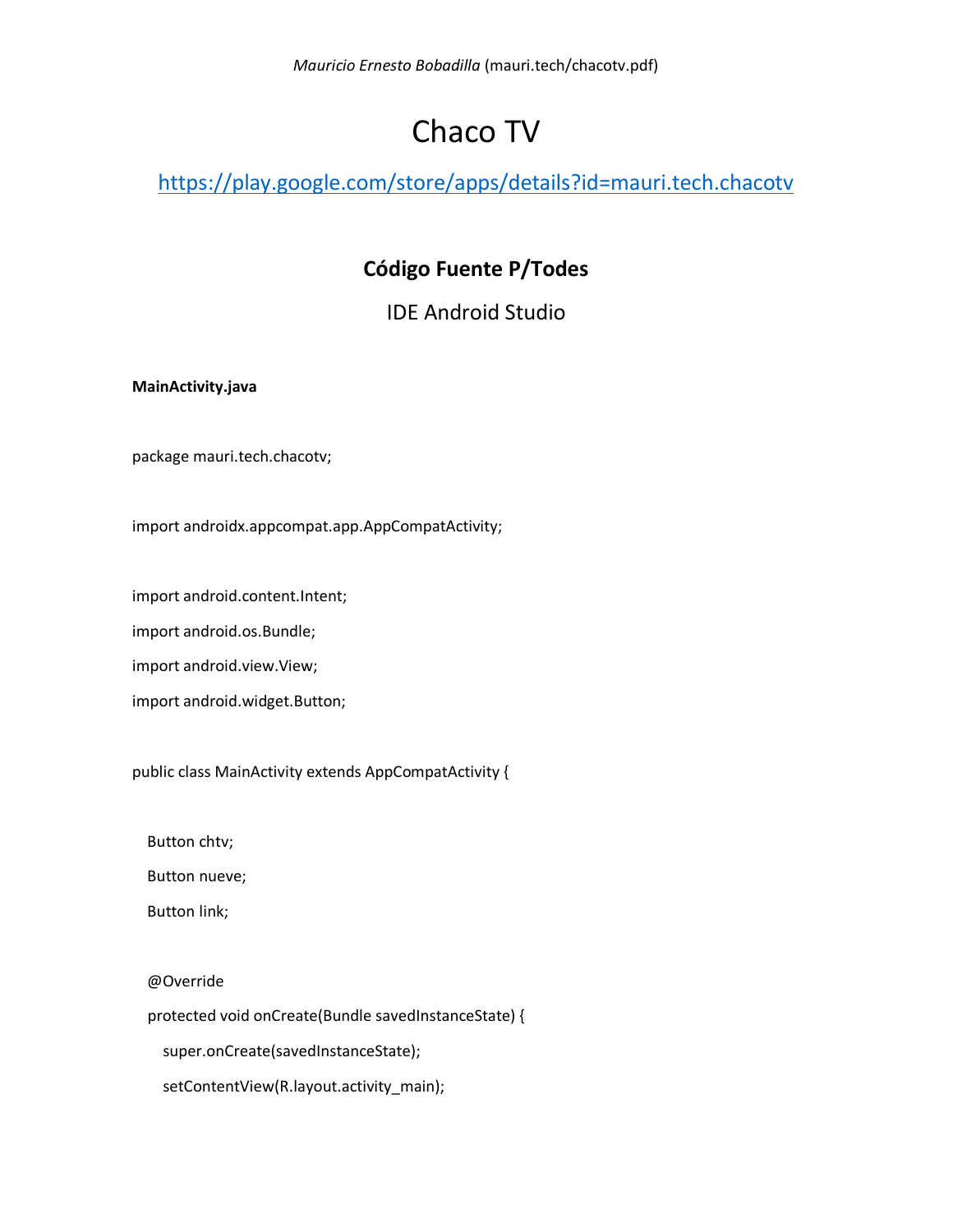*Mauricio Ernesto Bobadilla* (mauri.tech/chacotv.pdf)

# Chaco TV

[https://play.google.com/store/apps/details?id=mauri.tech.chacotv](https://play.google.com/store/apps/details?id=mauri.tech.chacotv)

## Código Fuente P/Todes

### IDE Android Studio

**MainActivity.java**

```
package mauri.tech.chacotv;

import androidx.appcompat.app.AppCompatActivity;

import android.content.Intent;
import android.os.Bundle;
import android.view.View;
import android.widget.Button;

public class MainActivity extends AppCompatActivity {

    Button chtv;
    Button nueve;
    Button link;

    @Override
    protected void onCreate(Bundle savedInstanceState) {
        super.onCreate(savedInstanceState);
        setContentView(R.layout.activity_main);
```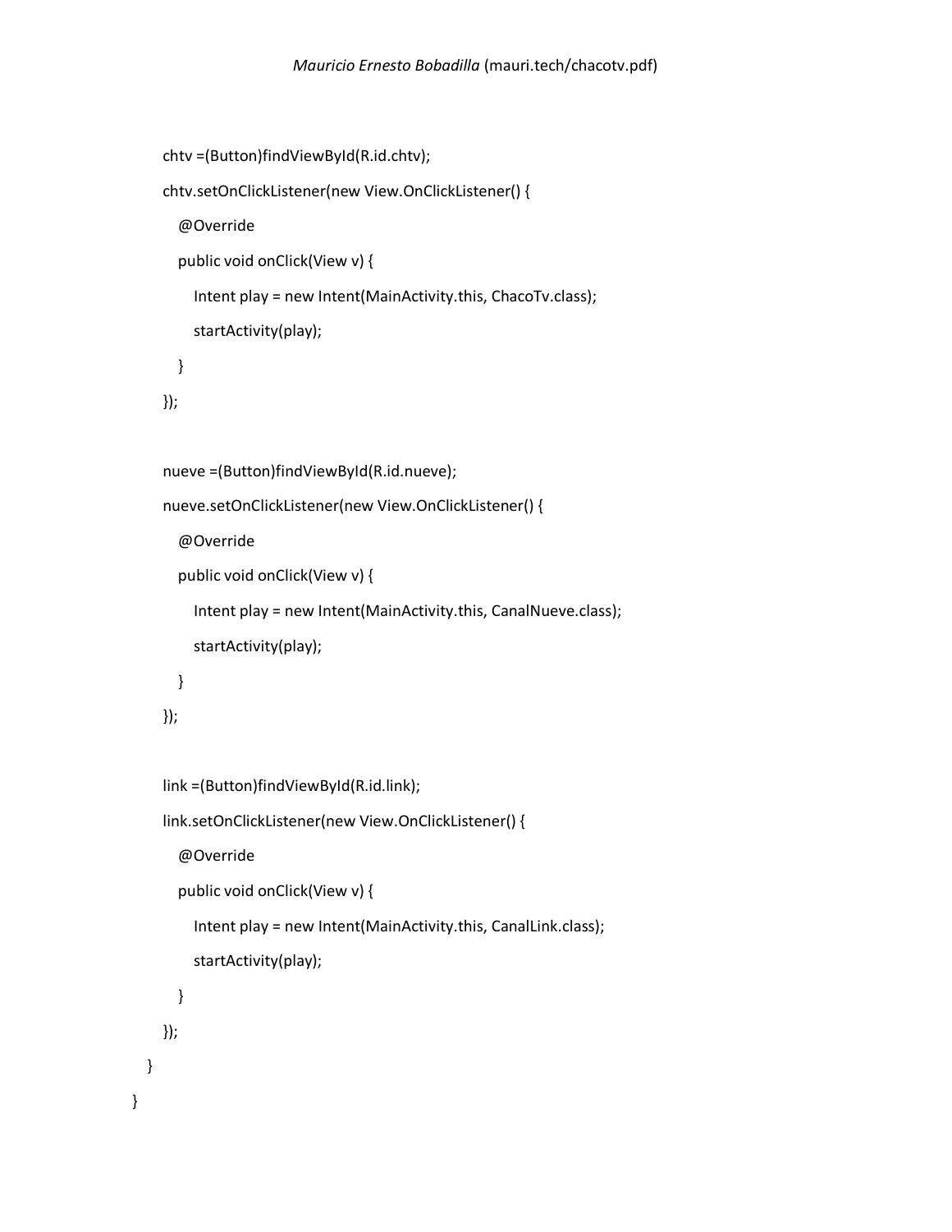```java
        chtv =(Button)findViewById(R.id.chtv);
        chtv.setOnClickListener(new View.OnClickListener() {
            @Override
            public void onClick(View v) {
                Intent play = new Intent(MainActivity.this, ChacoTv.class);
                startActivity(play);
            }
        });

        nueve =(Button)findViewById(R.id.nueve);
        nueve.setOnClickListener(new View.OnClickListener() {
            @Override
            public void onClick(View v) {
                Intent play = new Intent(MainActivity.this, CanalNueve.class);
                startActivity(play);
            }
        });

        link =(Button)findViewById(R.id.link);
        link.setOnClickListener(new View.OnClickListener() {
            @Override
            public void onClick(View v) {
                Intent play = new Intent(MainActivity.this, CanalLink.class);
                startActivity(play);
            }
        });
    }
}
```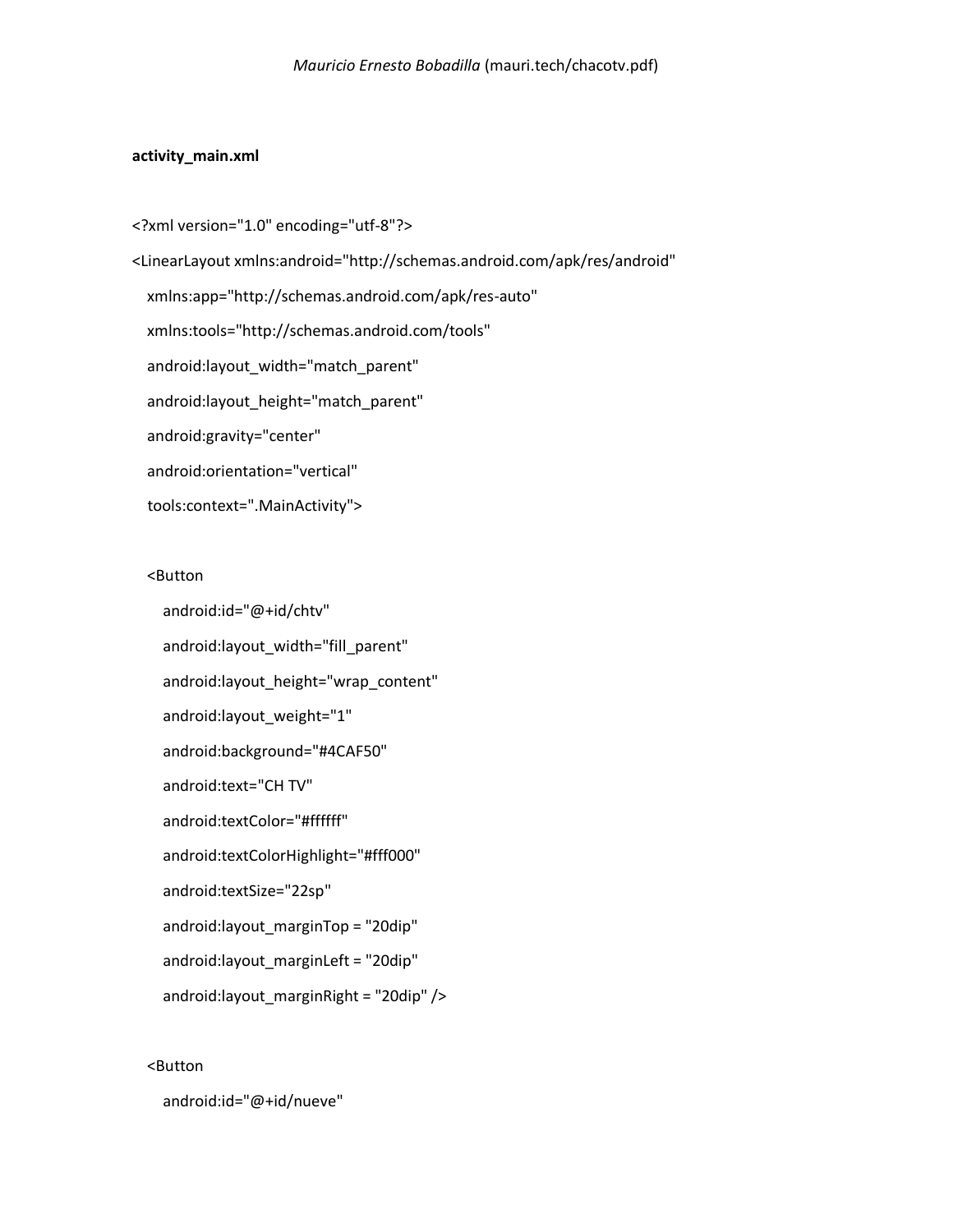**activity_main.xml**

```xml
<?xml version="1.0" encoding="utf-8"?>
<LinearLayout xmlns:android="http://schemas.android.com/apk/res/android"
   xmlns:app="http://schemas.android.com/apk/res-auto"
   xmlns:tools="http://schemas.android.com/tools"
   android:layout_width="match_parent"
   android:layout_height="match_parent"
   android:gravity="center"
   android:orientation="vertical"
   tools:context=".MainActivity">

   <Button
      android:id="@+id/chtv"
      android:layout_width="fill_parent"
      android:layout_height="wrap_content"
      android:layout_weight="1"
      android:background="#4CAF50"
      android:text="CH TV"
      android:textColor="#ffffff"
      android:textColorHighlight="#fff000"
      android:textSize="22sp"
      android:layout_marginTop = "20dip"
      android:layout_marginLeft = "20dip"
      android:layout_marginRight = "20dip" />

   <Button
      android:id="@+id/nueve"
```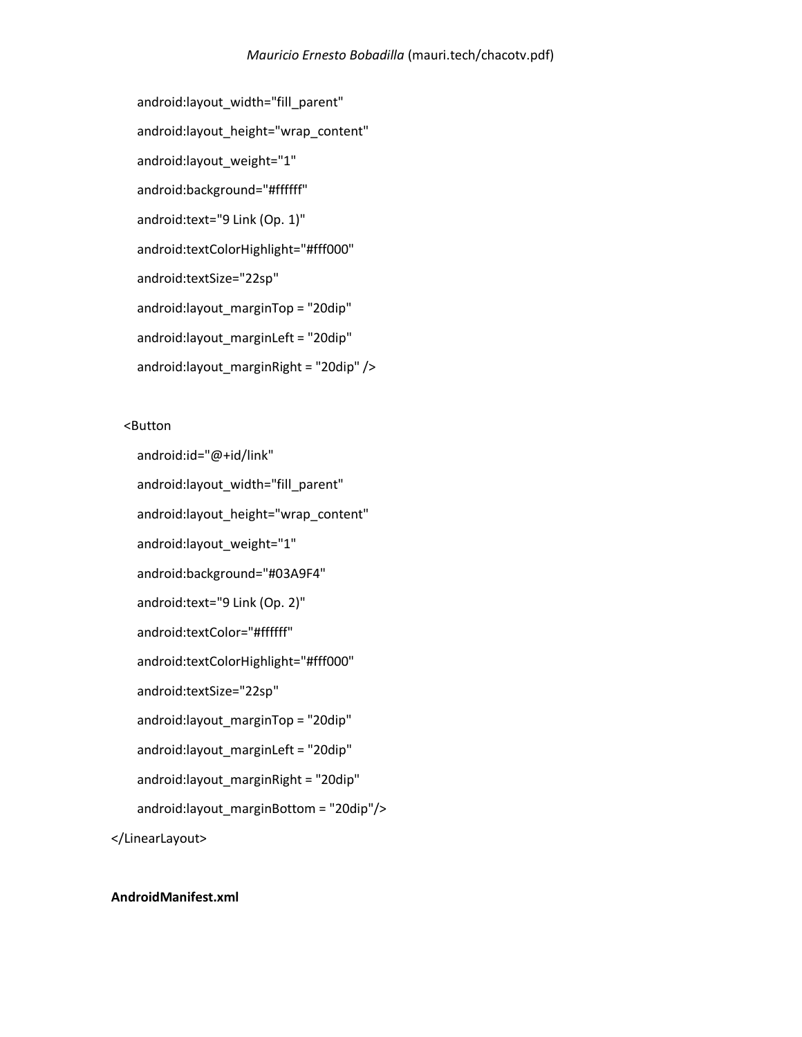```
        android:layout_width="fill_parent"
        android:layout_height="wrap_content"
        android:layout_weight="1"
        android:background="#ffffff"
        android:text="9 Link (Op. 1)"
        android:textColorHighlight="#fff000"
        android:textSize="22sp"
        android:layout_marginTop = "20dip"
        android:layout_marginLeft = "20dip"
        android:layout_marginRight = "20dip" />

    <Button
        android:id="@+id/link"
        android:layout_width="fill_parent"
        android:layout_height="wrap_content"
        android:layout_weight="1"
        android:background="#03A9F4"
        android:text="9 Link (Op. 2)"
        android:textColor="#ffffff"
        android:textColorHighlight="#fff000"
        android:textSize="22sp"
        android:layout_marginTop = "20dip"
        android:layout_marginLeft = "20dip"
        android:layout_marginRight = "20dip"
        android:layout_marginBottom = "20dip"/>
</LinearLayout>
```

**AndroidManifest.xml**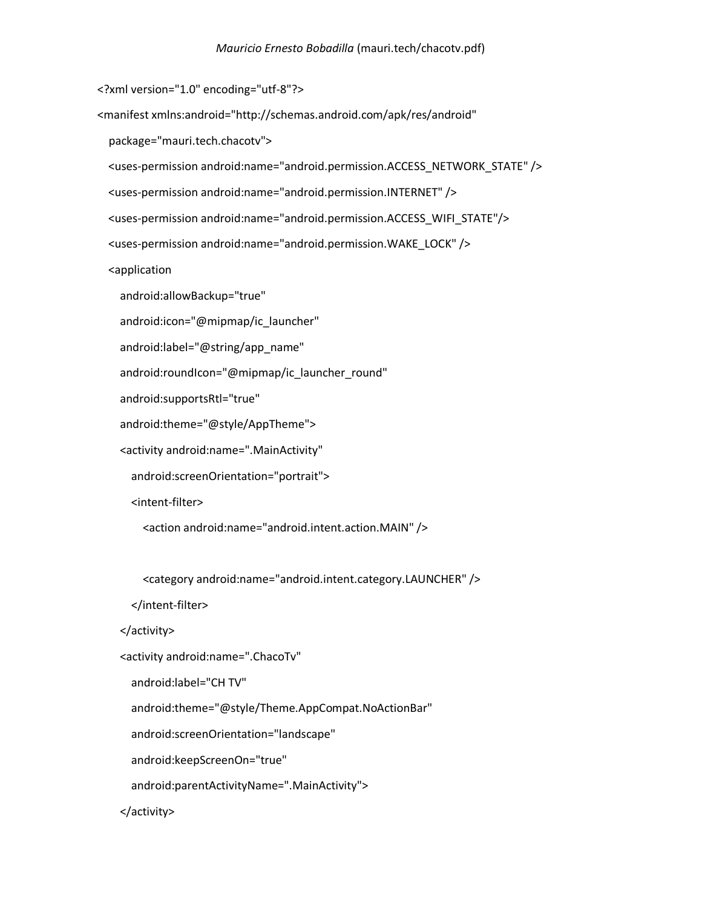```xml
<?xml version="1.0" encoding="utf-8"?>
<manifest xmlns:android="http://schemas.android.com/apk/res/android"
   package="mauri.tech.chacotv">
   <uses-permission android:name="android.permission.ACCESS_NETWORK_STATE" />
   <uses-permission android:name="android.permission.INTERNET" />
   <uses-permission android:name="android.permission.ACCESS_WIFI_STATE"/>
   <uses-permission android:name="android.permission.WAKE_LOCK" />
   <application
      android:allowBackup="true"
      android:icon="@mipmap/ic_launcher"
      android:label="@string/app_name"
      android:roundIcon="@mipmap/ic_launcher_round"
      android:supportsRtl="true"
      android:theme="@style/AppTheme">
      <activity android:name=".MainActivity"
         android:screenOrientation="portrait">
         <intent-filter>
            <action android:name="android.intent.action.MAIN" />

            <category android:name="android.intent.category.LAUNCHER" />
         </intent-filter>
      </activity>
      <activity android:name=".ChacoTv"
         android:label="CH TV"
         android:theme="@style/Theme.AppCompat.NoActionBar"
         android:screenOrientation="landscape"
         android:keepScreenOn="true"
         android:parentActivityName=".MainActivity">
      </activity>
```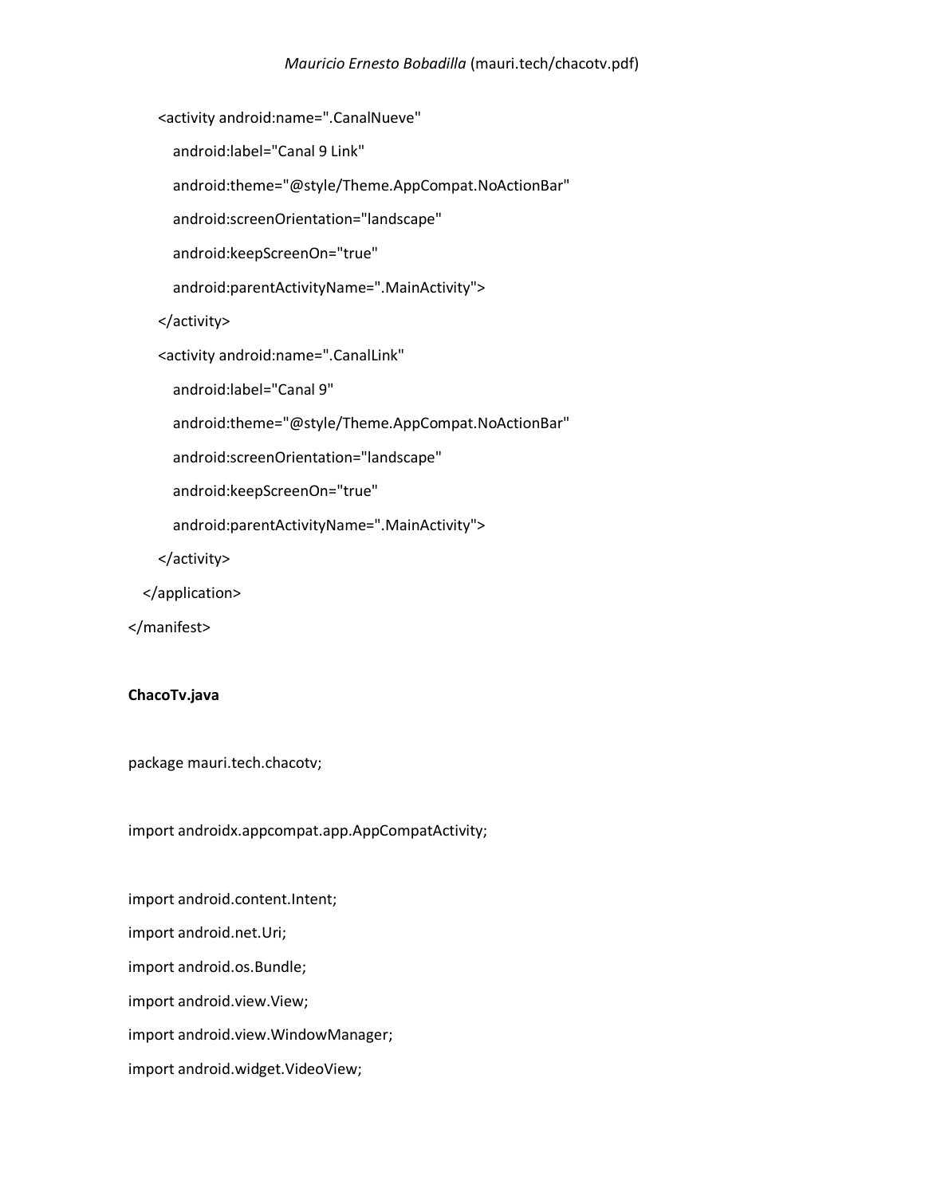```
        <activity android:name=".CanalNueve"
            android:label="Canal 9 Link"
            android:theme="@style/Theme.AppCompat.NoActionBar"
            android:screenOrientation="landscape"
            android:keepScreenOn="true"
            android:parentActivityName=".MainActivity">
        </activity>
        <activity android:name=".CanalLink"
            android:label="Canal 9"
            android:theme="@style/Theme.AppCompat.NoActionBar"
            android:screenOrientation="landscape"
            android:keepScreenOn="true"
            android:parentActivityName=".MainActivity">
        </activity>
    </application>
</manifest>
```

**ChacoTv.java**

```
package mauri.tech.chacotv;

import androidx.appcompat.app.AppCompatActivity;

import android.content.Intent;
import android.net.Uri;
import android.os.Bundle;
import android.view.View;
import android.view.WindowManager;
import android.widget.VideoView;
```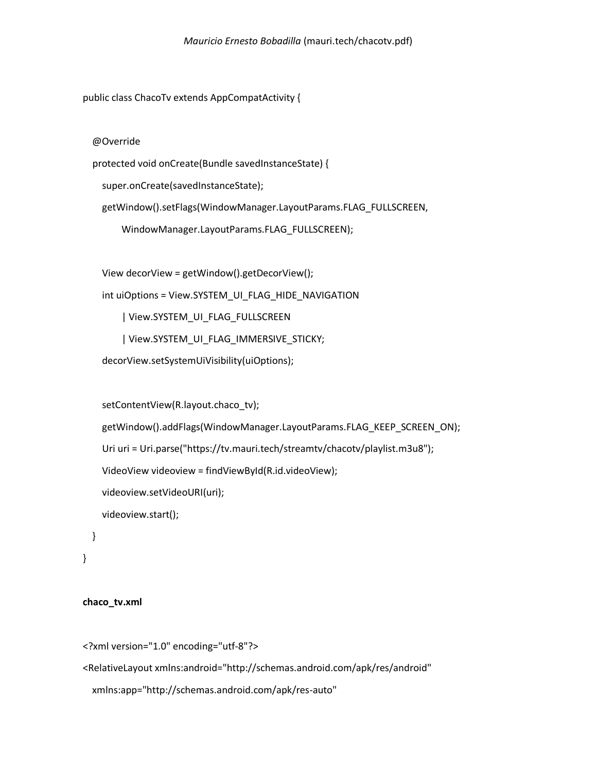```java
public class ChacoTv extends AppCompatActivity {

   @Override
   protected void onCreate(Bundle savedInstanceState) {
      super.onCreate(savedInstanceState);
      getWindow().setFlags(WindowManager.LayoutParams.FLAG_FULLSCREEN,
            WindowManager.LayoutParams.FLAG_FULLSCREEN);

      View decorView = getWindow().getDecorView();
      int uiOptions = View.SYSTEM_UI_FLAG_HIDE_NAVIGATION
            | View.SYSTEM_UI_FLAG_FULLSCREEN
            | View.SYSTEM_UI_FLAG_IMMERSIVE_STICKY;
      decorView.setSystemUiVisibility(uiOptions);

      setContentView(R.layout.chaco_tv);
      getWindow().addFlags(WindowManager.LayoutParams.FLAG_KEEP_SCREEN_ON);
      Uri uri = Uri.parse("https://tv.mauri.tech/streamtv/chacotv/playlist.m3u8");
      VideoView videoview = findViewById(R.id.videoView);
      videoview.setVideoURI(uri);
      videoview.start();
   }
}
```

**chaco_tv.xml**

```xml
<?xml version="1.0" encoding="utf-8"?>
<RelativeLayout xmlns:android="http://schemas.android.com/apk/res/android"
   xmlns:app="http://schemas.android.com/apk/res-auto"
```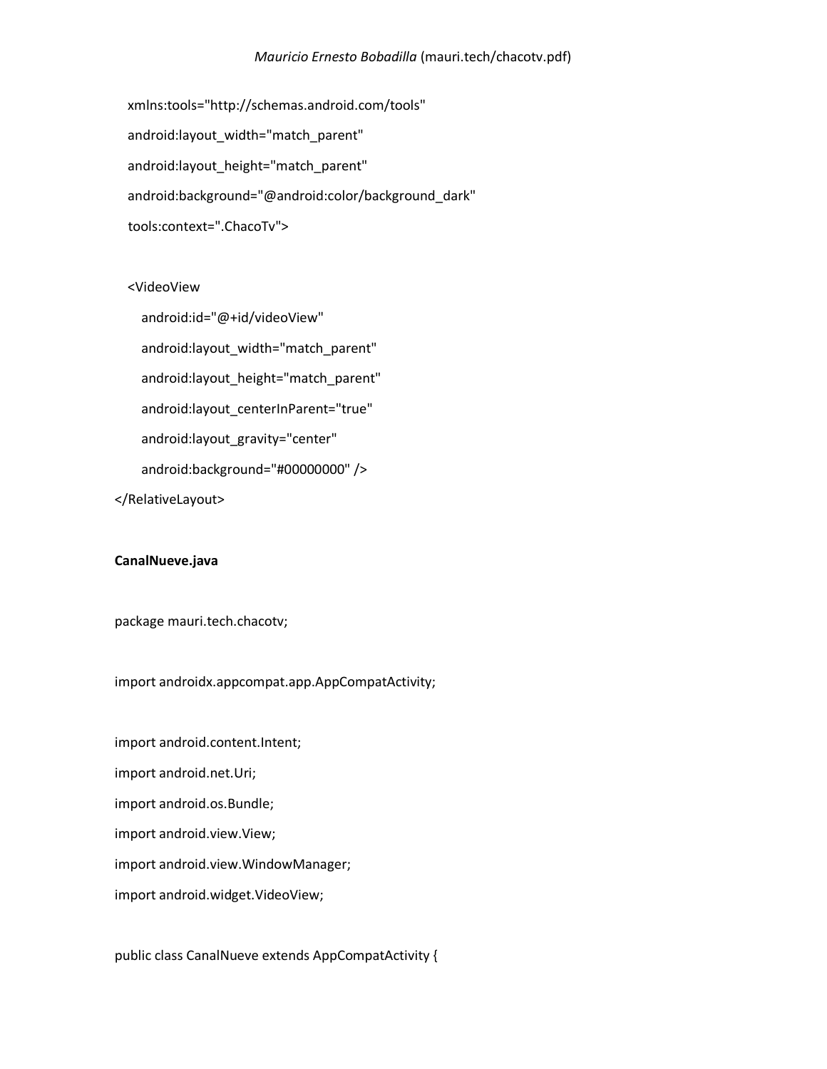```
    xmlns:tools="http://schemas.android.com/tools"
    android:layout_width="match_parent"
    android:layout_height="match_parent"
    android:background="@android:color/background_dark"
    tools:context=".ChacoTv">

    <VideoView
        android:id="@+id/videoView"
        android:layout_width="match_parent"
        android:layout_height="match_parent"
        android:layout_centerInParent="true"
        android:layout_gravity="center"
        android:background="#00000000" />
</RelativeLayout>
```

**CanalNueve.java**

```
package mauri.tech.chacotv;

import androidx.appcompat.app.AppCompatActivity;

import android.content.Intent;
import android.net.Uri;
import android.os.Bundle;
import android.view.View;
import android.view.WindowManager;
import android.widget.VideoView;

public class CanalNueve extends AppCompatActivity {
```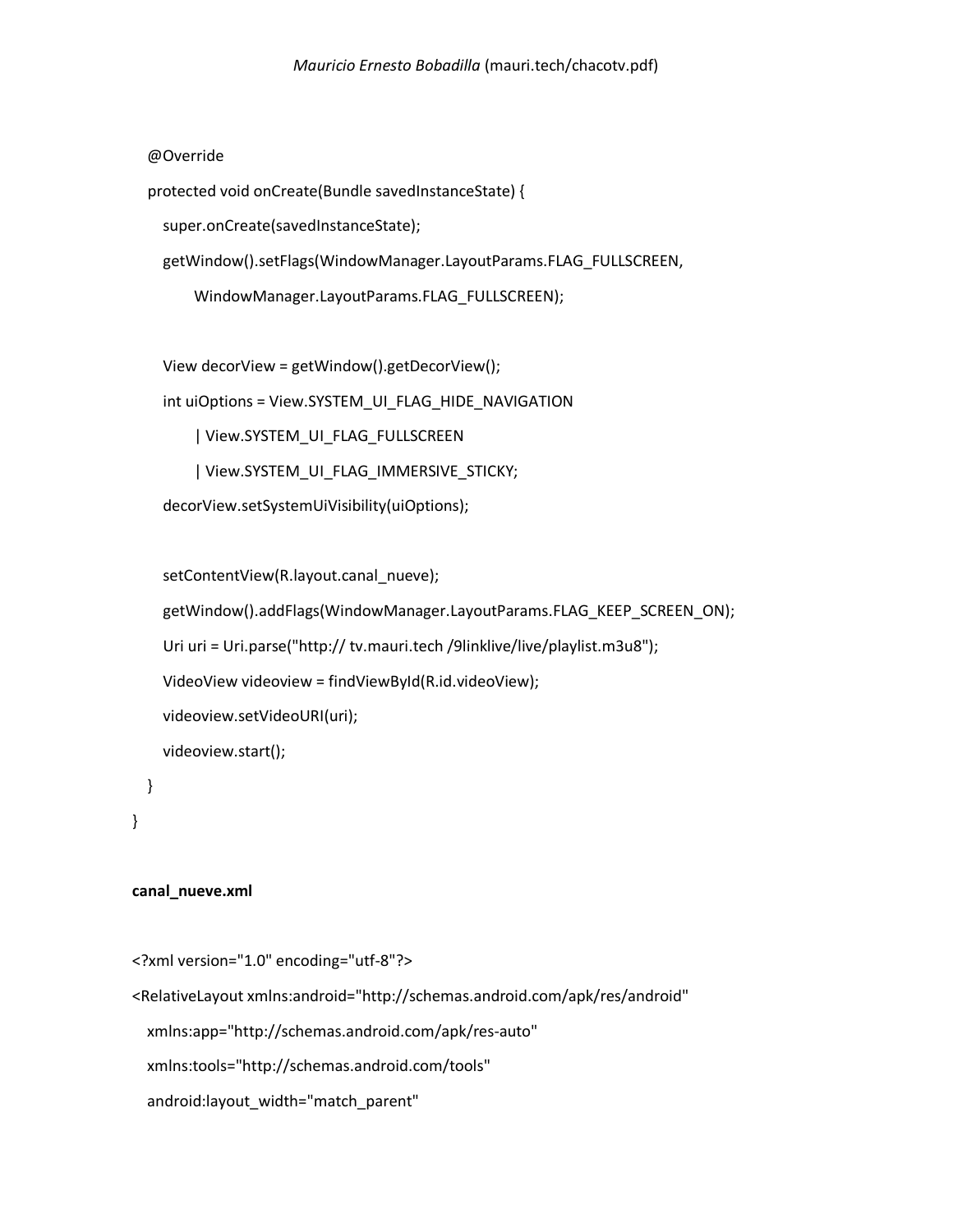```java
    @Override
    protected void onCreate(Bundle savedInstanceState) {
        super.onCreate(savedInstanceState);
        getWindow().setFlags(WindowManager.LayoutParams.FLAG_FULLSCREEN,
                WindowManager.LayoutParams.FLAG_FULLSCREEN);

        View decorView = getWindow().getDecorView();
        int uiOptions = View.SYSTEM_UI_FLAG_HIDE_NAVIGATION
                | View.SYSTEM_UI_FLAG_FULLSCREEN
                | View.SYSTEM_UI_FLAG_IMMERSIVE_STICKY;
        decorView.setSystemUiVisibility(uiOptions);

        setContentView(R.layout.canal_nueve);
        getWindow().addFlags(WindowManager.LayoutParams.FLAG_KEEP_SCREEN_ON);
        Uri uri = Uri.parse("http:// tv.mauri.tech /9linklive/live/playlist.m3u8");
        VideoView videoview = findViewById(R.id.videoView);
        videoview.setVideoURI(uri);
        videoview.start();
    }
}
```

**canal_nueve.xml**

```xml
<?xml version="1.0" encoding="utf-8"?>
<RelativeLayout xmlns:android="http://schemas.android.com/apk/res/android"
    xmlns:app="http://schemas.android.com/apk/res-auto"
    xmlns:tools="http://schemas.android.com/tools"
    android:layout_width="match_parent"
```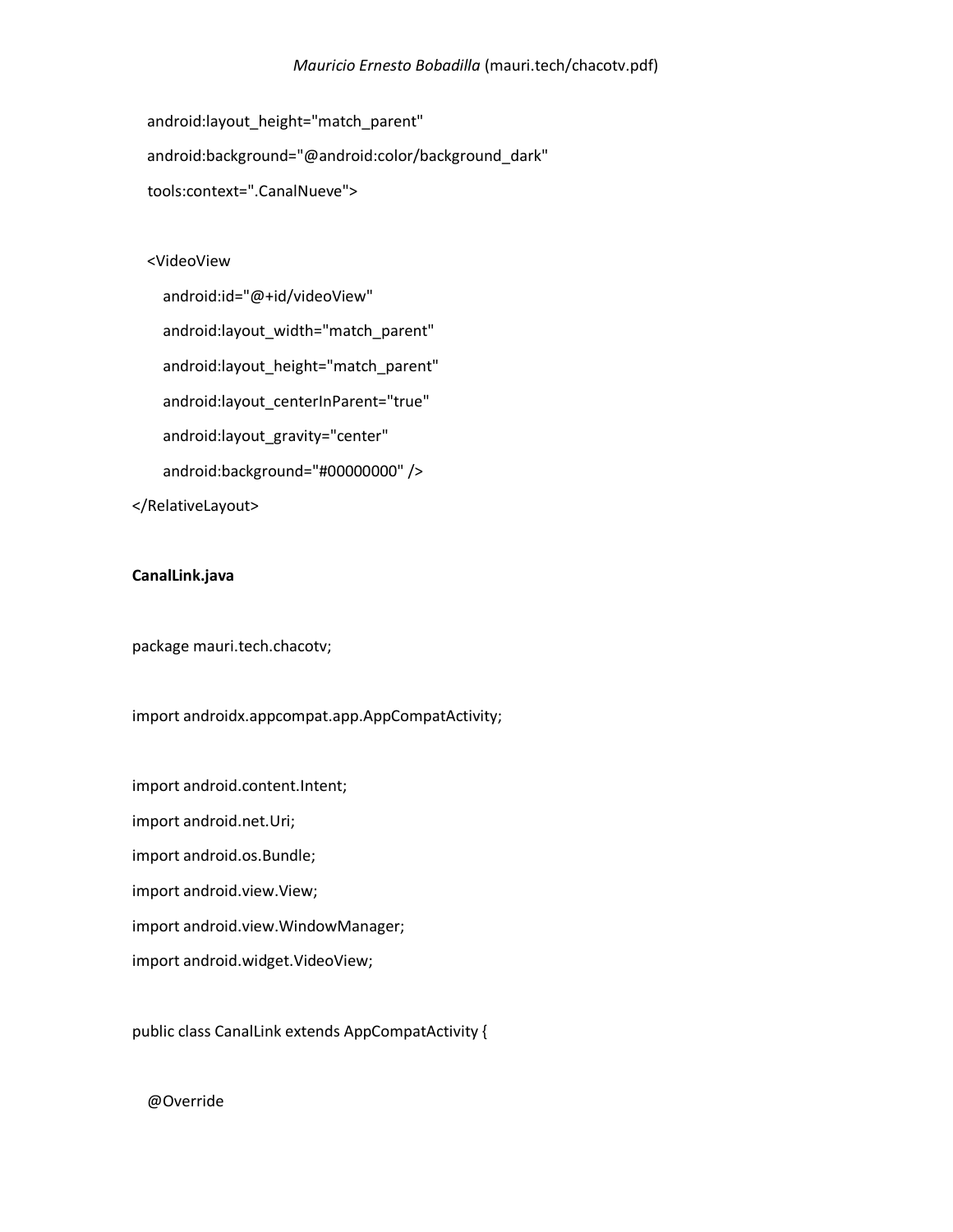```
    android:layout_height="match_parent"
    android:background="@android:color/background_dark"
    tools:context=".CanalNueve">

    <VideoView
        android:id="@+id/videoView"
        android:layout_width="match_parent"
        android:layout_height="match_parent"
        android:layout_centerInParent="true"
        android:layout_gravity="center"
        android:background="#00000000" />
</RelativeLayout>
```

**CanalLink.java**

```
package mauri.tech.chacotv;

import androidx.appcompat.app.AppCompatActivity;

import android.content.Intent;
import android.net.Uri;
import android.os.Bundle;
import android.view.View;
import android.view.WindowManager;
import android.widget.VideoView;

public class CanalLink extends AppCompatActivity {

    @Override
```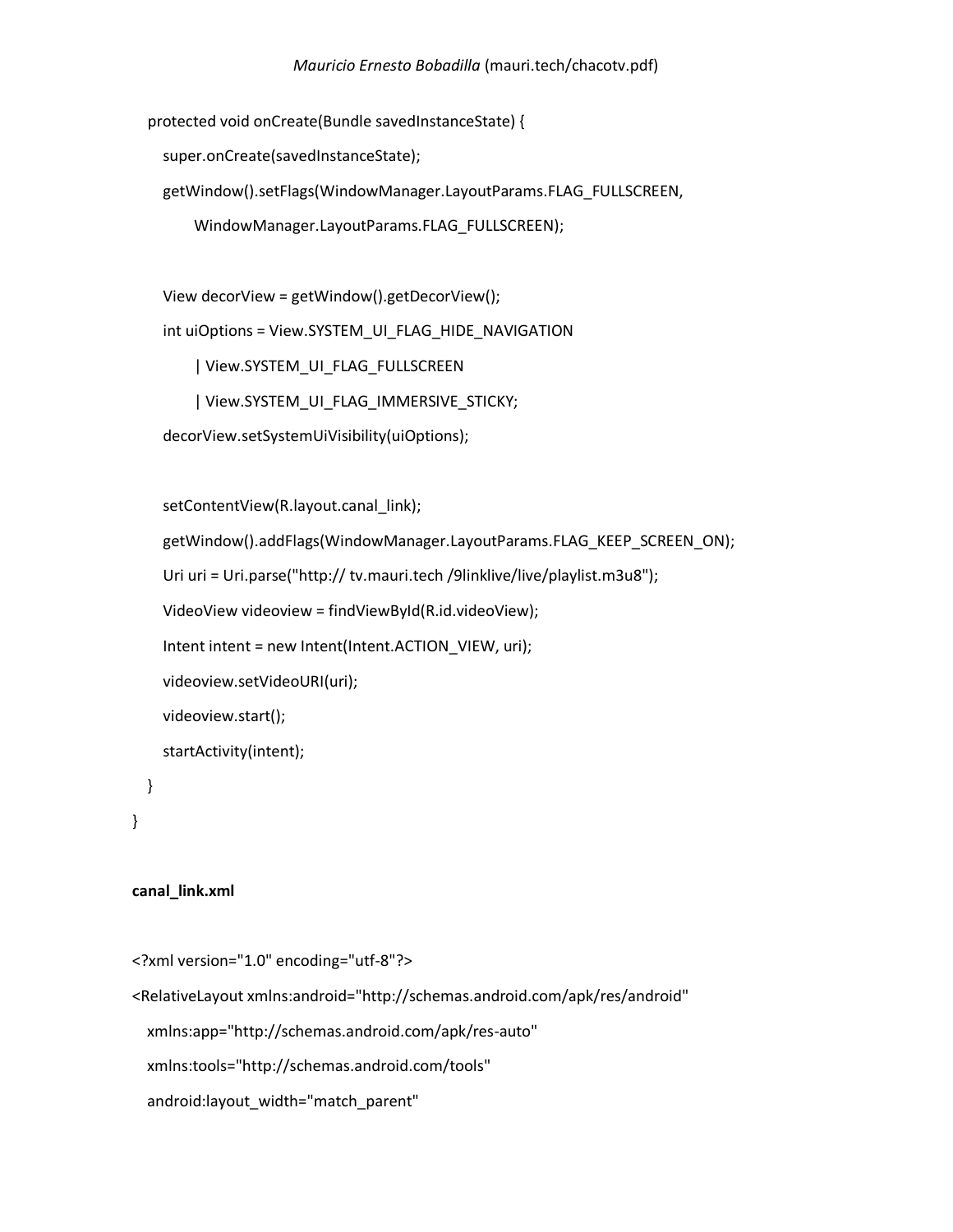```java
   protected void onCreate(Bundle savedInstanceState) {
      super.onCreate(savedInstanceState);
      getWindow().setFlags(WindowManager.LayoutParams.FLAG_FULLSCREEN,
            WindowManager.LayoutParams.FLAG_FULLSCREEN);

      View decorView = getWindow().getDecorView();
      int uiOptions = View.SYSTEM_UI_FLAG_HIDE_NAVIGATION
            | View.SYSTEM_UI_FLAG_FULLSCREEN
            | View.SYSTEM_UI_FLAG_IMMERSIVE_STICKY;
      decorView.setSystemUiVisibility(uiOptions);

      setContentView(R.layout.canal_link);
      getWindow().addFlags(WindowManager.LayoutParams.FLAG_KEEP_SCREEN_ON);
      Uri uri = Uri.parse("http:// tv.mauri.tech /9linklive/live/playlist.m3u8");
      VideoView videoview = findViewById(R.id.videoView);
      Intent intent = new Intent(Intent.ACTION_VIEW, uri);
      videoview.setVideoURI(uri);
      videoview.start();
      startActivity(intent);
   }
}
```

**canal_link.xml**

```xml
<?xml version="1.0" encoding="utf-8"?>
<RelativeLayout xmlns:android="http://schemas.android.com/apk/res/android"
   xmlns:app="http://schemas.android.com/apk/res-auto"
   xmlns:tools="http://schemas.android.com/tools"
   android:layout_width="match_parent"
```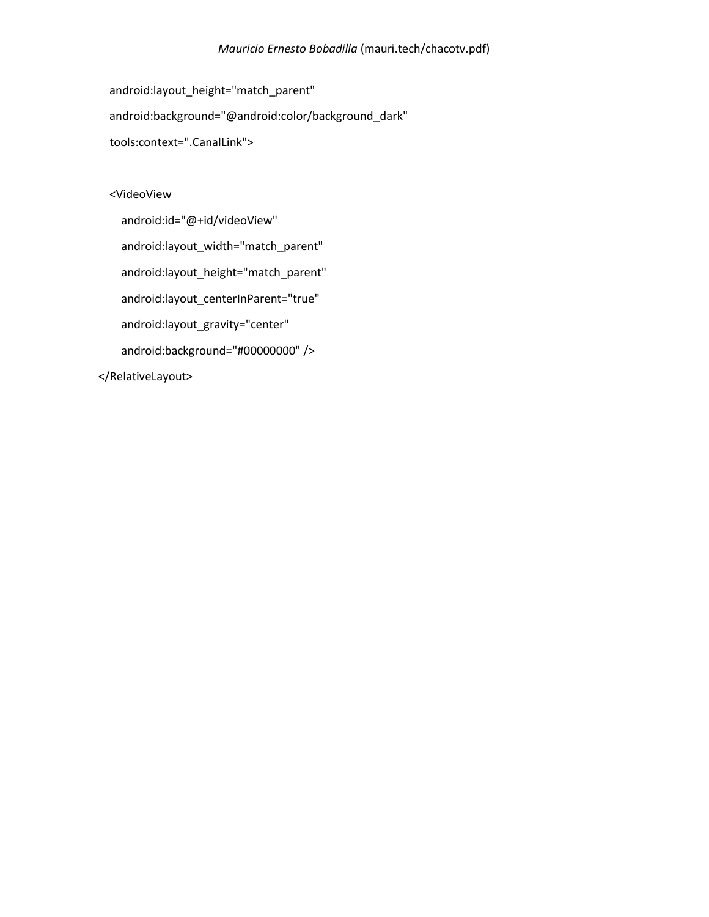```
    android:layout_height="match_parent"
    android:background="@android:color/background_dark"
    tools:context=".CanalLink">

    <VideoView
        android:id="@+id/videoView"
        android:layout_width="match_parent"
        android:layout_height="match_parent"
        android:layout_centerInParent="true"
        android:layout_gravity="center"
        android:background="#00000000" />
</RelativeLayout>
```